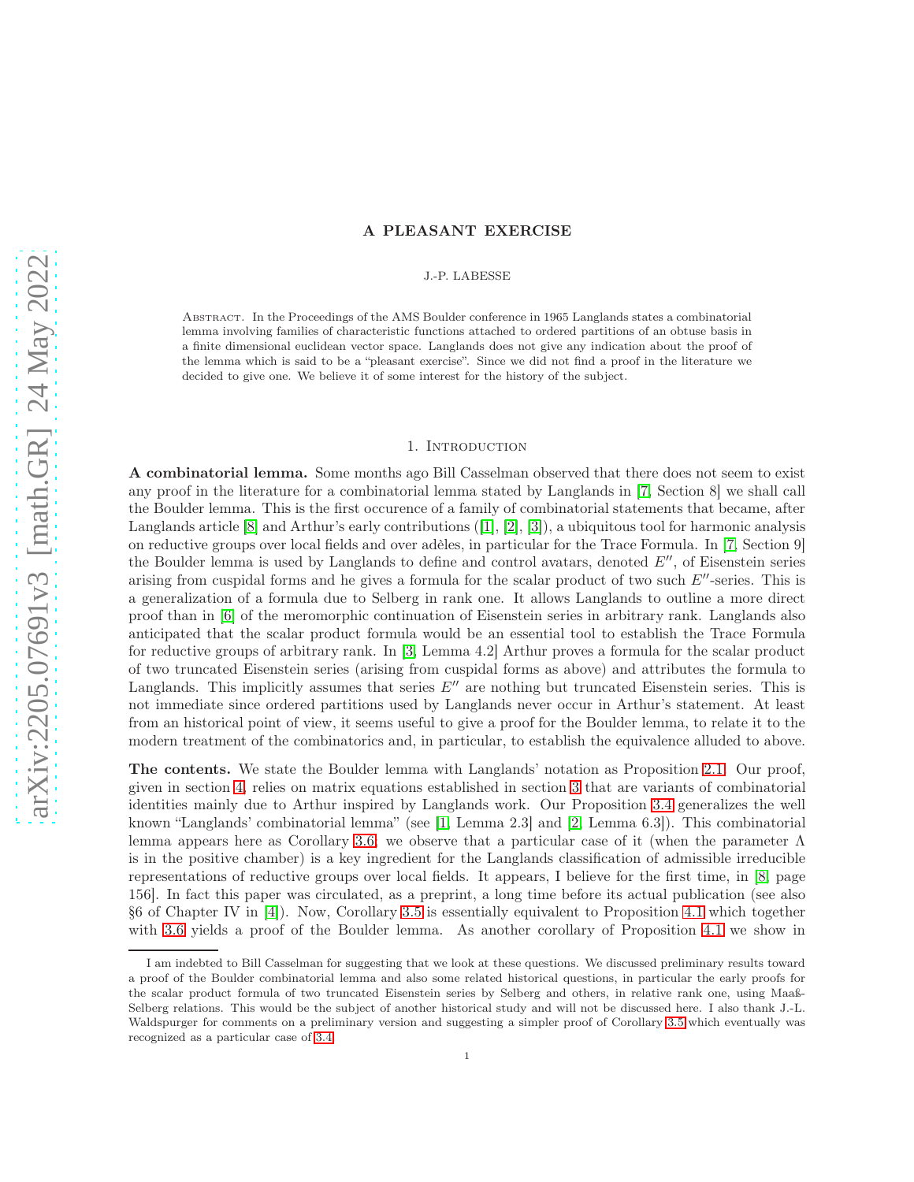# A PLEASANT EXERCISE

J.-P. LABESSE

Abstract. In the Proceedings of the AMS Boulder conference in 1965 Langlands states a combinatorial lemma involving families of characteristic functions attached to ordered partitions of an obtuse basis in a finite dimensional euclidean vector space. Langlands does not give any indication about the proof of the lemma which is said to be a "pleasant exercise". Since we did not find a proof in the literature we decided to give one. We believe it of some interest for the history of the subject.

## 1. Introduction

**A combinatorial lemma.** Some months ago Bill Casselman observed that there does not seem to exist any proof in the literature for a combinatorial lemma stated by Langlands in [7, Section 8] we shall call the Boulder lemma. This is the first occurence of a family of combinatorial statements that became, after Langlands article [8] and Arthur's early contributions ([1], [2], [3]), a ubiquitous tool for harmonic analysis on reductive groups over local fields and over adèles, in particular for the Trace Formula. In [7, Section 9] the Boulder lemma is used by Langlands to define and control avatars, denoted $E''$, of Eisenstein series arising from cuspidal forms and he gives a formula for the scalar product of two such $E''$-series. This is a generalization of a formula due to Selberg in rank one. It allows Langlands to outline a more direct proof than in [6] of the meromorphic continuation of Eisenstein series in arbitrary rank. Langlands also anticipated that the scalar product formula would be an essential tool to establish the Trace Formula for reductive groups of arbitrary rank. In [3, Lemma 4.2] Arthur proves a formula for the scalar product of two truncated Eisenstein series (arising from cuspidal forms as above) and attributes the formula to Langlands. This implicitly assumes that series $E''$ are nothing but truncated Eisenstein series. This is not immediate since ordered partitions used by Langlands never occur in Arthur's statement. At least from an historical point of view, it seems useful to give a proof for the Boulder lemma, to relate it to the modern treatment of the combinatorics and, in particular, to establish the equivalence alluded to above.

**The contents.** We state the Boulder lemma with Langlands' notation as Proposition 2.1. Our proof, given in section 4, relies on matrix equations established in section 3 that are variants of combinatorial identities mainly due to Arthur inspired by Langlands work. Our Proposition 3.4 generalizes the well known "Langlands' combinatorial lemma" (see [1, Lemma 2.3] and [2, Lemma 6.3]). This combinatorial lemma appears here as Corollary 3.6; we observe that a particular case of it (when the parameter $\Lambda$ is in the positive chamber) is a key ingredient for the Langlands classification of admissible irreducible representations of reductive groups over local fields. It appears, I believe for the first time, in [8] page 156]. In fact this paper was circulated, as a preprint, a long time before its actual publication (see also §6 of Chapter IV in [4]). Now, Corollary 3.5 is essentially equivalent to Proposition 4.1 which together with 3.6 yields a proof of the Boulder lemma. As another corollary of Proposition 4.1 we show in

I am indebted to Bill Casselman for suggesting that we look at these questions. We discussed preliminary results toward a proof of the Boulder combinatorial lemma and also some related historical questions, in particular the early proofs for the scalar product formula of two truncated Eisenstein series by Selberg and others, in relative rank one, using Maaß-Selberg relations. This would be the subject of another historical study and will not be discussed here. I also thank J.-L. Waldspurger for comments on a preliminary version and suggesting a simpler proof of Corollary 3.5 which eventually was recognized as a particular case of 3.4.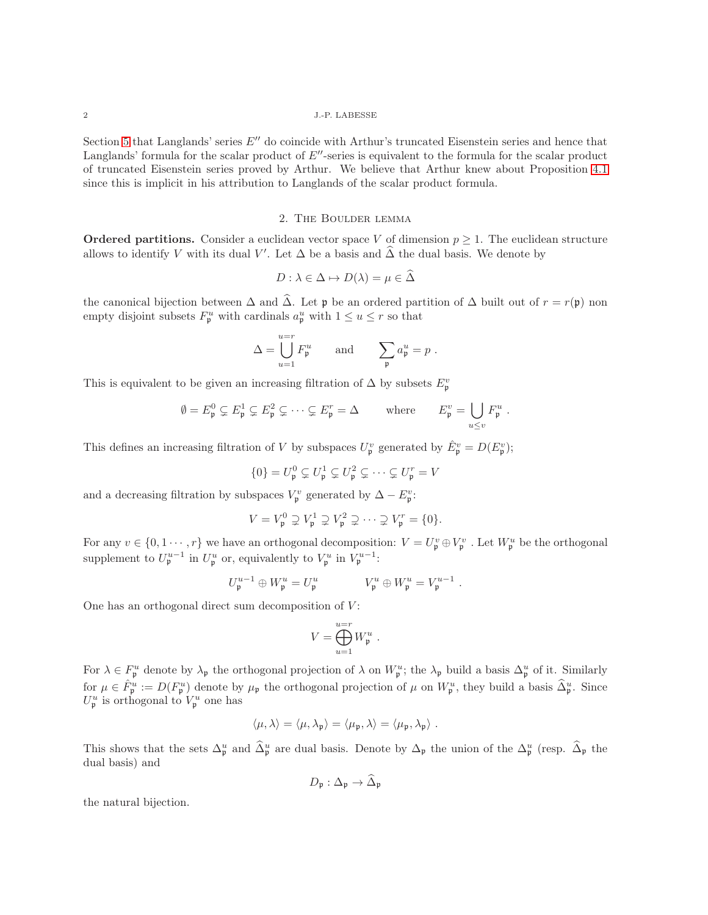Section 5 that Langlands' series $E''$ do coincide with Arthur's truncated Eisenstein series and hence that Langlands' formula for the scalar product of $E''$-series is equivalent to the formula for the scalar product of truncated Eisenstein series proved by Arthur. We believe that Arthur knew about Proposition 4.1 since this is implicit in his attribution to Langlands of the scalar product formula.

## 2. The Boulder lemma

**Ordered partitions.** Consider a euclidean vector space $V$ of dimension $p \geq 1$. The euclidean structure allows to identify $V$ with its dual $V'$. Let $\Delta$ be a basis and $\widehat{\Delta}$ the dual basis. We denote by

$$D : \lambda \in \Delta \mapsto D(\lambda) = \mu \in \widehat{\Delta}$$

the canonical bijection between $\Delta$ and $\widehat{\Delta}$. Let $\mathfrak{p}$ be an ordered partition of $\Delta$ built out of $r = r(\mathfrak{p})$ non empty disjoint subsets $F^u_{\mathfrak{p}}$ with cardinals $a^u_{\mathfrak{p}}$ with $1 \leq u \leq r$ so that

$$\Delta = \bigcup_{u=1}^{u=r} F^u_{\mathfrak{p}} \qquad \text{and} \qquad \sum_{\mathfrak{p}} a^u_{\mathfrak{p}} = p\ .$$

This is equivalent to be given an increasing filtration of $\Delta$ by subsets $E^v_{\mathfrak{p}}$

$$\emptyset = E^0_{\mathfrak{p}} \subsetneq E^1_{\mathfrak{p}} \subsetneq E^2_{\mathfrak{p}} \subsetneq \cdots \subsetneq E^r_{\mathfrak{p}} = \Delta \qquad \text{where} \qquad E^v_{\mathfrak{p}} = \bigcup_{u \leq v} F^u_{\mathfrak{p}}\ .$$

This defines an increasing filtration of $V$ by subspaces $U^v_{\mathfrak{p}}$ generated by $\hat{E}^v_{\mathfrak{p}} = D(E^v_{\mathfrak{p}})$;

$$\{0\} = U^0_{\mathfrak{p}} \subsetneq U^1_{\mathfrak{p}} \subsetneq U^2_{\mathfrak{p}} \subsetneq \cdots \subsetneq U^r_{\mathfrak{p}} = V$$

and a decreasing filtration by subspaces $V^v_{\mathfrak{p}}$ generated by $\Delta - E^v_{\mathfrak{p}}$:

$$V = V^0_{\mathfrak{p}} \supsetneq V^1_{\mathfrak{p}} \supsetneq V^2_{\mathfrak{p}} \supsetneq \cdots \supsetneq V^r_{\mathfrak{p}} = \{0\}.$$

For any $v \in \{0, 1 \cdots, r\}$ we have an orthogonal decomposition: $V = U^v_{\mathfrak{p}} \oplus V^v_{\mathfrak{p}}$ . Let $W^u_{\mathfrak{p}}$ be the orthogonal supplement to $U^{u-1}_{\mathfrak{p}}$ in $U^u_{\mathfrak{p}}$ or, equivalently to $V^u_{\mathfrak{p}}$ in $V^{u-1}_{\mathfrak{p}}$:

$$U^{u-1}_{\mathfrak{p}} \oplus W^u_{\mathfrak{p}} = U^u_{\mathfrak{p}} \qquad\qquad V^u_{\mathfrak{p}} \oplus W^u_{\mathfrak{p}} = V^{u-1}_{\mathfrak{p}}\ .$$

One has an orthogonal direct sum decomposition of $V$:

$$V = \bigoplus_{u=1}^{u=r} W^u_{\mathfrak{p}}\ .$$

For $\lambda \in F^u_{\mathfrak{p}}$ denote by $\lambda_{\mathfrak{p}}$ the orthogonal projection of $\lambda$ on $W^u_{\mathfrak{p}}$; the $\lambda_{\mathfrak{p}}$ build a basis $\Delta^u_{\mathfrak{p}}$ of it. Similarly for $\mu \in \hat{F}^u_{\mathfrak{p}} := D(F^u_{\mathfrak{p}})$ denote by $\mu_{\mathfrak{p}}$ the orthogonal projection of $\mu$ on $W^u_{\mathfrak{p}}$, they build a basis $\widehat{\Delta}^u_{\mathfrak{p}}$. Since $U^u_{\mathfrak{p}}$ is orthogonal to $V^u_{\mathfrak{p}}$ one has

$$\langle \mu, \lambda \rangle = \langle \mu, \lambda_{\mathfrak{p}} \rangle = \langle \mu_{\mathfrak{p}}, \lambda \rangle = \langle \mu_{\mathfrak{p}}, \lambda_{\mathfrak{p}} \rangle\ .$$

This shows that the sets $\Delta^u_{\mathfrak{p}}$ and $\widehat{\Delta}^u_{\mathfrak{p}}$ are dual basis. Denote by $\Delta_{\mathfrak{p}}$ the union of the $\Delta^u_{\mathfrak{p}}$ (resp. $\widehat{\Delta}_{\mathfrak{p}}$ the dual basis) and

$$D_{\mathfrak{p}} : \Delta_{\mathfrak{p}} \to \widehat{\Delta}_{\mathfrak{p}}$$

the natural bijection.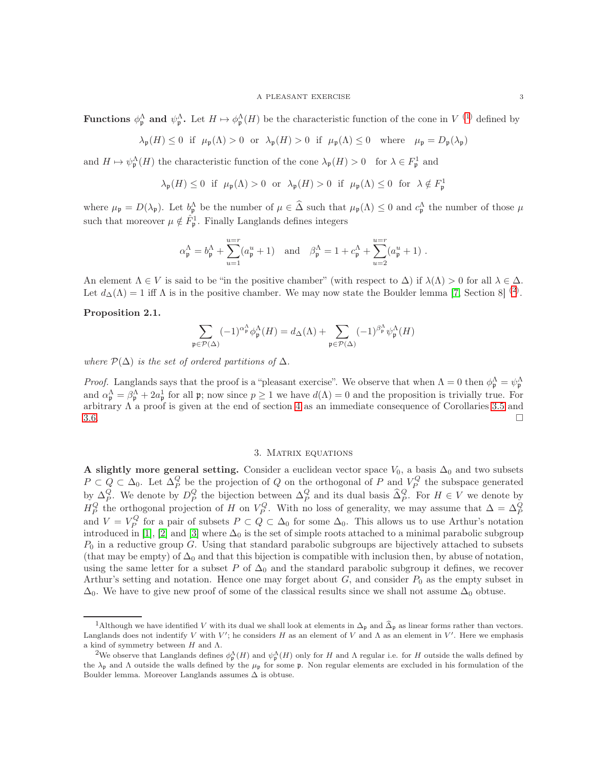**Functions $\phi_{\mathfrak{p}}^{\Lambda}$ and $\psi_{\mathfrak{p}}^{\Lambda}$.** Let $H \mapsto \phi_{\mathfrak{p}}^{\Lambda}(H)$ be the characteristic function of the cone in $V$ [1] defined by

$$\lambda_{\mathfrak{p}}(H) \leq 0 \;\text{ if }\; \mu_{\mathfrak{p}}(\Lambda) > 0 \;\text{ or }\; \lambda_{\mathfrak{p}}(H) > 0 \;\text{ if }\; \mu_{\mathfrak{p}}(\Lambda) \leq 0 \quad \text{where} \quad \mu_{\mathfrak{p}} = D_{\mathfrak{p}}(\lambda_{\mathfrak{p}})$$

and $H \mapsto \psi_{\mathfrak{p}}^{\Lambda}(H)$ the characteristic function of the cone $\lambda_{\mathfrak{p}}(H) > 0$ for $\lambda \in F_{\mathfrak{p}}^{1}$ and

$$\lambda_{\mathfrak{p}}(H) \leq 0 \;\text{ if }\; \mu_{\mathfrak{p}}(\Lambda) > 0 \;\text{ or }\; \lambda_{\mathfrak{p}}(H) > 0 \;\text{ if }\; \mu_{\mathfrak{p}}(\Lambda) \leq 0 \;\text{ for }\; \lambda \notin F_{\mathfrak{p}}^{1}$$

where $\mu_{\mathfrak{p}} = D(\lambda_{\mathfrak{p}})$. Let $b_{\mathfrak{p}}^{\Lambda}$ be the number of $\mu \in \widehat{\Delta}$ such that $\mu_{\mathfrak{p}}(\Lambda) \leq 0$ and $c_{\mathfrak{p}}^{\Lambda}$ the number of those $\mu$ such that moreover $\mu \notin \hat{F}_{\mathfrak{p}}^{1}$. Finally Langlands defines integers

$$\alpha_{\mathfrak{p}}^{\Lambda} = b_{\mathfrak{p}}^{\Lambda} + \sum_{u=1}^{u=r} (a_{\mathfrak{p}}^{u} + 1) \quad \text{and} \quad \beta_{\mathfrak{p}}^{\Lambda} = 1 + c_{\mathfrak{p}}^{\Lambda} + \sum_{u=2}^{u=r} (a_{\mathfrak{p}}^{u} + 1)\ .$$

An element $\Lambda \in V$ is said to be "in the positive chamber" (with respect to $\Delta$) if $\lambda(\Lambda) > 0$ for all $\lambda \in \Delta$. Let $d_{\Delta}(\Lambda) = 1$ iff $\Lambda$ is in the positive chamber. We may now state the Boulder lemma [7, Section 8] [2].

**Proposition 2.1.**

$$\sum_{\mathfrak{p} \in \mathcal{P}(\Delta)} (-1)^{\alpha_{\mathfrak{p}}^{\Lambda}} \phi_{\mathfrak{p}}^{\Lambda}(H) = d_{\Delta}(\Lambda) + \sum_{\mathfrak{p} \in \mathcal{P}(\Delta)} (-1)^{\beta_{\mathfrak{p}}^{\Lambda}} \psi_{\mathfrak{p}}^{\Lambda}(H)$$

*where $\mathcal{P}(\Delta)$ is the set of ordered partitions of $\Delta$.*

*Proof.* Langlands says that the proof is a "pleasant exercise". We observe that when $\Lambda = 0$ then $\phi_{\mathfrak{p}}^{\Lambda} = \psi_{\mathfrak{p}}^{\Lambda}$ and $\alpha_{\mathfrak{p}}^{\Lambda} = \beta_{\mathfrak{p}}^{\Lambda} + 2a_{\mathfrak{p}}^{1}$ for all $\mathfrak{p}$; now since $p \geq 1$ we have $d(\Lambda) = 0$ and the proposition is trivially true. For arbitrary $\Lambda$ a proof is given at the end of section 4 as an immediate consequence of Corollaries 3.5 and 3.6. □

## 3. Matrix equations

**A slightly more general setting.** Consider a euclidean vector space $V_0$, a basis $\Delta_0$ and two subsets $P \subset Q \subset \Delta_0$. Let $\Delta_P^Q$ be the projection of $Q$ on the orthogonal of $P$ and $V_P^Q$ the subspace generated by $\Delta_P^Q$. We denote by $D_P^Q$ the bijection between $\Delta_P^Q$ and its dual basis $\widehat{\Delta}_P^Q$. For $H \in V$ we denote by $H_P^Q$ the orthogonal projection of $H$ on $V_P^Q$. With no loss of generality, we may assume that $\Delta = \Delta_P^Q$ and $V = V_P^Q$ for a pair of subsets $P \subset Q \subset \Delta_0$ for some $\Delta_0$. This allows us to use Arthur's notation introduced in [1], [2] and [3] where $\Delta_0$ is the set of simple roots attached to a minimal parabolic subgroup $P_0$ in a reductive group $G$. Using that standard parabolic subgroups are bijectively attached to subsets (that may be empty) of $\Delta_0$ and that this bijection is compatible with inclusion then, by abuse of notation, using the same letter for a subset $P$ of $\Delta_0$ and the standard parabolic subgroup it defines, we recover Arthur's setting and notation. Hence one may forget about $G$, and consider $P_0$ as the empty subset in $\Delta_0$. We have to give new proof of some of the classical results since we shall not assume $\Delta_0$ obtuse.

---

[1] Although we have identified $V$ with its dual we shall look at elements in $\Delta_{\mathfrak{p}}$ and $\widehat{\Delta}_{\mathfrak{p}}$ as linear forms rather than vectors. Langlands does not indentify $V$ with $V'$; he considers $H$ as an element of $V$ and $\Lambda$ as an element in $V'$. Here we emphasis a kind of symmetry between $H$ and $\Lambda$.

[2] We observe that Langlands defines $\phi_{\mathfrak{p}}^{\Lambda}(H)$ and $\psi_{\mathfrak{p}}^{\Lambda}(H)$ only for $H$ and $\Lambda$ regular i.e. for $H$ outside the walls defined by the $\lambda_{\mathfrak{p}}$ and $\Lambda$ outside the walls defined by the $\mu_{\mathfrak{p}}$ for some $\mathfrak{p}$. Non regular elements are excluded in his formulation of the Boulder lemma. Moreover Langlands assumes $\Delta$ is obtuse.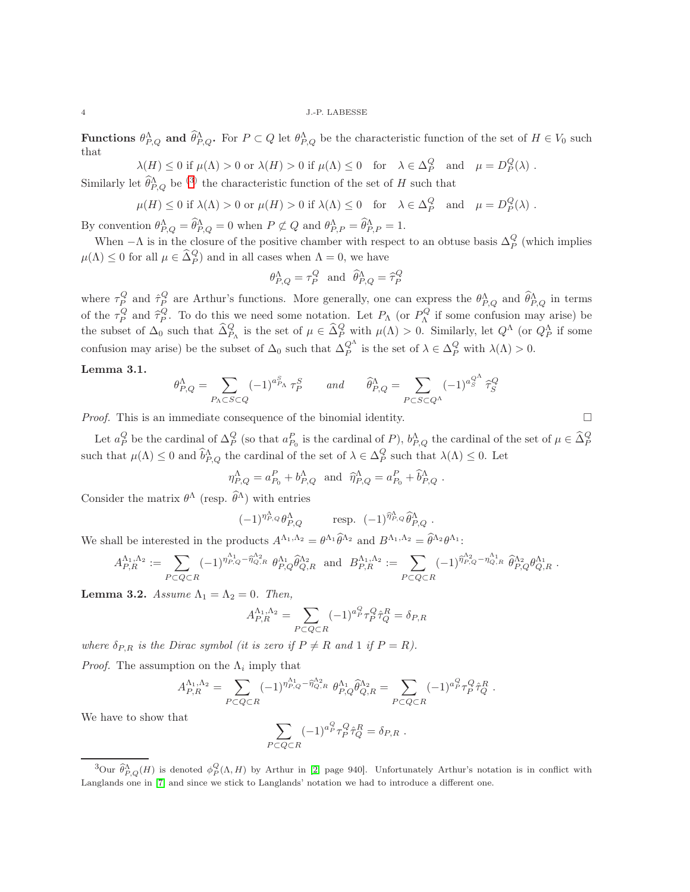**Functions $\theta^\Lambda_{P,Q}$ and $\widehat\theta^\Lambda_{P,Q}$.** For $P \subset Q$ let $\theta^\Lambda_{P,Q}$ be the characteristic function of the set of $H \in V_0$ such that

$$\lambda(H) \le 0 \text{ if } \mu(\Lambda) > 0 \text{ or } \lambda(H) > 0 \text{ if } \mu(\Lambda) \le 0 \quad \text{for} \quad \lambda \in \Delta^Q_P \quad \text{and} \quad \mu = D^Q_P(\lambda)\ .$$

Similarly let $\widehat\theta^\Lambda_{P,Q}$ be [3] the characteristic function of the set of $H$ such that

$$\mu(H) \le 0 \text{ if } \lambda(\Lambda) > 0 \text{ or } \mu(H) > 0 \text{ if } \lambda(\Lambda) \le 0 \quad \text{for} \quad \lambda \in \Delta^Q_P \quad \text{and} \quad \mu = D^Q_P(\lambda)\ .$$

By convention $\theta^\Lambda_{P,Q} = \widehat\theta^\Lambda_{P,Q} = 0$ when $P \not\subset Q$ and $\theta^\Lambda_{P,P} = \widehat\theta^\Lambda_{P,P} = 1$.

When $-\Lambda$ is in the closure of the positive chamber with respect to an obtuse basis $\Delta^Q_P$ (which implies $\mu(\Lambda) \le 0$ for all $\mu \in \widehat\Delta^Q_P$) and in all cases when $\Lambda = 0$, we have

$$\theta^\Lambda_{P,Q} = \tau^Q_P \quad \text{and} \quad \widehat\theta^\Lambda_{P,Q} = \widehat\tau^Q_P$$

where $\tau^Q_P$ and $\hat\tau^Q_P$ are Arthur's functions. More generally, one can express the $\theta^\Lambda_{P,Q}$ and $\widehat\theta^\Lambda_{P,Q}$ in terms of the $\tau^Q_P$ and $\widehat\tau^Q_P$. To do this we need some notation. Let $P_\Lambda$ (or $P^Q_\Lambda$ if some confusion may arise) be the subset of $\Delta_0$ such that $\widehat\Delta^Q_{P_\Lambda}$ is the set of $\mu \in \widehat\Delta^Q_P$ with $\mu(\Lambda) > 0$. Similarly, let $Q^\Lambda$ (or $Q^\Lambda_P$ if some confusion may arise) be the subset of $\Delta_0$ such that $\Delta^{Q^\Lambda}_P$ is the set of $\lambda \in \Delta^Q_P$ with $\lambda(\Lambda) > 0$.

**Lemma 3.1.**

$$\theta^\Lambda_{P,Q} = \sum_{P_\Lambda \subset S \subset Q} (-1)^{a^S_{P_\Lambda}}\, \tau^S_P \qquad \textit{and} \qquad \widehat\theta^\Lambda_{P,Q} = \sum_{P \subset S \subset Q^\Lambda} (-1)^{a^{Q^\Lambda}_S}\, \widehat\tau^Q_S$$

*Proof.* This is an immediate consequence of the binomial identity. □

Let $a^Q_P$ be the cardinal of $\Delta^Q_P$ (so that $a^P_{P_0}$ is the cardinal of $P$), $b^\Lambda_{P,Q}$ the cardinal of the set of $\mu \in \widehat\Delta^Q_P$ such that $\mu(\Lambda) \le 0$ and $\widehat b^\Lambda_{P,Q}$ the cardinal of the set of $\lambda \in \Delta^Q_P$ such that $\lambda(\Lambda) \le 0$. Let

$$\eta^\Lambda_{P,Q} = a^P_{P_0} + b^\Lambda_{P,Q} \quad \text{and} \quad \widehat\eta^\Lambda_{P,Q} = a^P_{P_0} + \widehat b^\Lambda_{P,Q}\ .$$

Consider the matrix $\theta^\Lambda$ (resp. $\widehat\theta^\Lambda$) with entries

$$(-1)^{\eta^\Lambda_{P,Q}}\theta^\Lambda_{P,Q} \qquad \text{resp.} \quad (-1)^{\widehat\eta^\Lambda_{P,Q}}\widehat\theta^\Lambda_{P,Q}\ .$$

We shall be interested in the products $A^{\Lambda_1,\Lambda_2} = \theta^{\Lambda_1}\widehat\theta^{\Lambda_2}$ and $B^{\Lambda_1,\Lambda_2} = \widehat\theta^{\Lambda_2}\theta^{\Lambda_1}$:

$$A^{\Lambda_1,\Lambda_2}_{P,R} := \sum_{P\subset Q\subset R} (-1)^{\eta^{\Lambda_1}_{P,Q} - \widehat\eta^{\Lambda_2}_{Q,R}}\ \theta^{\Lambda_1}_{P,Q}\widehat\theta^{\Lambda_2}_{Q,R} \ \text{ and } \ B^{\Lambda_1,\Lambda_2}_{P,R} := \sum_{P\subset Q\subset R} (-1)^{\widehat\eta^{\Lambda_2}_{P,Q} - \eta^{\Lambda_1}_{Q,R}}\ \widehat\theta^{\Lambda_2}_{P,Q}\theta^{\Lambda_1}_{Q,R}\ .$$

**Lemma 3.2.** *Assume $\Lambda_1 = \Lambda_2 = 0$. Then,*

$$A^{\Lambda_1,\Lambda_2}_{P,R} = \sum_{P\subset Q\subset R} (-1)^{a^Q_P}\tau^Q_P\hat\tau^R_Q = \delta_{P,R}$$

*where $\delta_{P,R}$ is the Dirac symbol (it is zero if $P \neq R$ and 1 if $P = R$).*

*Proof.* The assumption on the $\Lambda_i$ imply that

$$A^{\Lambda_1,\Lambda_2}_{P,R} = \sum_{P\subset Q\subset R} (-1)^{\eta^{\Lambda_1}_{P,Q} - \widehat\eta^{\Lambda_2}_{Q,R}}\ \theta^{\Lambda_1}_{P,Q}\widehat\theta^{\Lambda_2}_{Q,R} = \sum_{P\subset Q\subset R} (-1)^{a^Q_P}\tau^Q_P\hat\tau^R_Q\ .$$

We have to show that

$$\sum_{P\subset Q\subset R} (-1)^{a^Q_P}\tau^Q_P\hat\tau^R_Q = \delta_{P,R}\ .$$

---

[3] Our $\widehat\theta^\Lambda_{P,Q}(H)$ is denoted $\phi^Q_P(\Lambda, H)$ by Arthur in [2, page 940]. Unfortunately Arthur's notation is in conflict with Langlands one in [7] and since we stick to Langlands' notation we had to introduce a different one.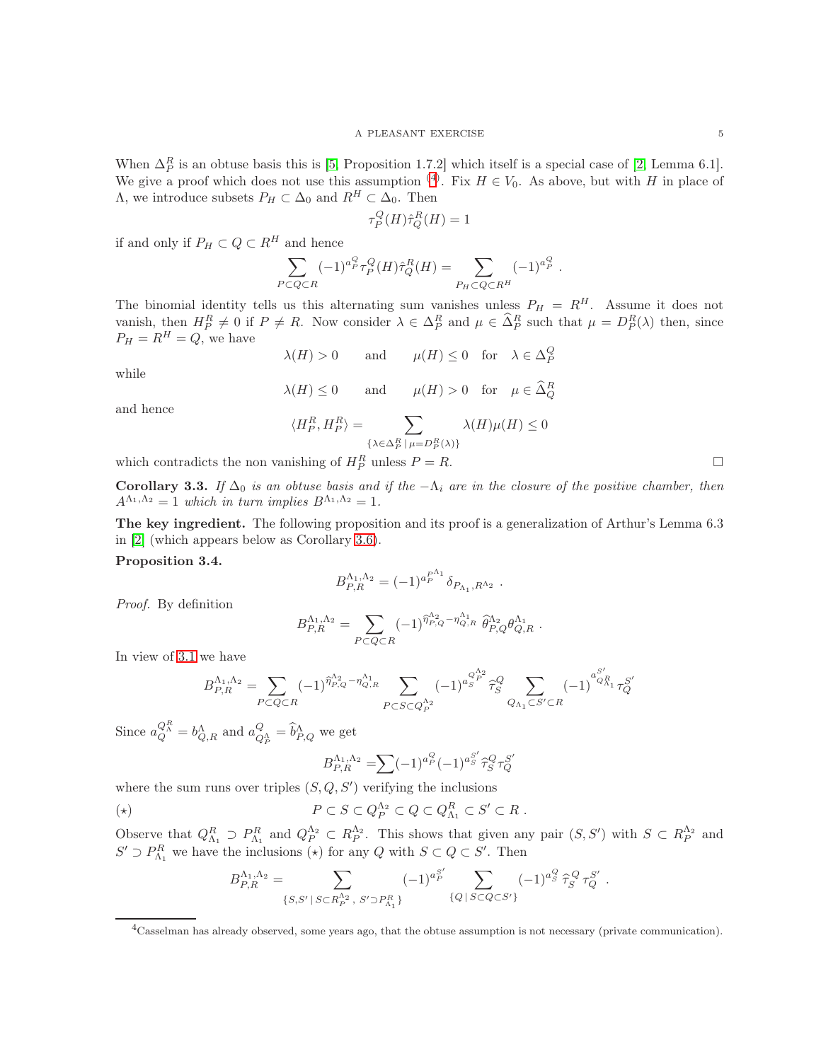When $\Delta_P^R$ is an obtuse basis this is [5, Proposition 1.7.2] which itself is a special case of [2, Lemma 6.1]. We give a proof which does not use this assumption [4]. Fix $H \in V_0$. As above, but with $H$ in place of $\Lambda$, we introduce subsets $P_H \subset \Delta_0$ and $R^H \subset \Delta_0$. Then

$$\tau_P^Q(H)\hat{\tau}_Q^R(H) = 1$$

if and only if $P_H \subset Q \subset R^H$ and hence

$$\sum_{P \subset Q \subset R} (-1)^{a_P^Q} \tau_P^Q(H)\hat{\tau}_Q^R(H) = \sum_{P_H \subset Q \subset R^H} (-1)^{a_P^Q} .$$

The binomial identity tells us this alternating sum vanishes unless $P_H = R^H$. Assume it does not vanish, then $H_P^R \neq 0$ if $P \neq R$. Now consider $\lambda \in \Delta_P^R$ and $\mu \in \widehat{\Delta}_P^R$ such that $\mu = D_P^R(\lambda)$ then, since $P_H = R^H = Q$, we have

$$\lambda(H) > 0 \qquad \text{and} \qquad \mu(H) \leq 0 \quad \text{for} \quad \lambda \in \Delta_P^Q$$

while

$$\lambda(H) \leq 0 \qquad \text{and} \qquad \mu(H) > 0 \quad \text{for} \quad \mu \in \widehat{\Delta}_Q^R$$

and hence

$$\langle H_P^R, H_P^R \rangle = \sum_{\{\lambda \in \Delta_P^R \,|\, \mu = D_P^R(\lambda)\}} \lambda(H)\mu(H) \leq 0$$

which contradicts the non vanishing of $H_P^R$ unless $P = R$. □

**Corollary 3.3.** *If $\Delta_0$ is an obtuse basis and if the $-\Lambda_i$ are in the closure of the positive chamber, then $A^{\Lambda_1,\Lambda_2} = 1$ which in turn implies $B^{\Lambda_1,\Lambda_2} = 1$.*

**The key ingredient.** The following proposition and its proof is a generalization of Arthur's Lemma 6.3 in [2] (which appears below as Corollary 3.6).

**Proposition 3.4.**

$$B_{P,R}^{\Lambda_1,\Lambda_2} = (-1)^{a_P^{P^{\Lambda_1}}} \delta_{P_{\Lambda_1},R^{\Lambda_2}} .$$

*Proof.* By definition

$$B_{P,R}^{\Lambda_1,\Lambda_2} = \sum_{P \subset Q \subset R} (-1)^{\widehat{\eta}_{P,Q}^{\Lambda_2} - \eta_{Q,R}^{\Lambda_1}} \widehat{\theta}_{P,Q}^{\Lambda_2} \theta_{Q,R}^{\Lambda_1} .$$

In view of 3.1 we have

$$B_{P,R}^{\Lambda_1,\Lambda_2} = \sum_{P \subset Q \subset R} (-1)^{\widehat{\eta}_{P,Q}^{\Lambda_2} - \eta_{Q,R}^{\Lambda_1}} \sum_{P \subset S \subset Q_P^{\Lambda_2}} (-1)^{a_S^{Q_P^{\Lambda_2}}} \widehat{\tau}_S^Q \sum_{Q_{\Lambda_1} \subset S' \subset R} (-1)^{a_{Q_{\Lambda_1}^R}^{S'}} \tau_Q^{S'}$$

Since $a_Q^{Q_\Lambda^R} = b_{Q,R}^\Lambda$ and $a_{Q_P^\Lambda}^Q = \widehat{b}_{P,Q}^\Lambda$ we get

$$B_{P,R}^{\Lambda_1,\Lambda_2} = \sum (-1)^{a_P^Q} (-1)^{a_S^{S'}} \widehat{\tau}_S^Q \tau_Q^{S'}$$

where the sum runs over triples $(S, Q, S')$ verifying the inclusions

$$(\star) \qquad\qquad P \subset S \subset Q_P^{\Lambda_2} \subset Q \subset Q_{\Lambda_1}^R \subset S' \subset R .$$

Observe that $Q_{\Lambda_1}^R \supset P_{\Lambda_1}^R$ and $Q_P^{\Lambda_2} \subset R_P^{\Lambda_2}$. This shows that given any pair $(S, S')$ with $S \subset R_P^{\Lambda_2}$ and $S' \supset P_{\Lambda_1}^R$ we have the inclusions $(\star)$ for any $Q$ with $S \subset Q \subset S'$. Then

$$B_{P,R}^{\Lambda_1,\Lambda_2} = \sum_{\{S,S' \,|\, S \subset R_P^{\Lambda_2},\; S' \supset P_{\Lambda_1}^R\}} (-1)^{a_P^{S'}} \sum_{\{Q \,|\, S \subset Q \subset S'\}} (-1)^{a_S^Q} \,\widehat{\tau}_S^Q \,\tau_Q^{S'} .$$

---

[4] Casselman has already observed, some years ago, that the obtuse assumption is not necessary (private communication).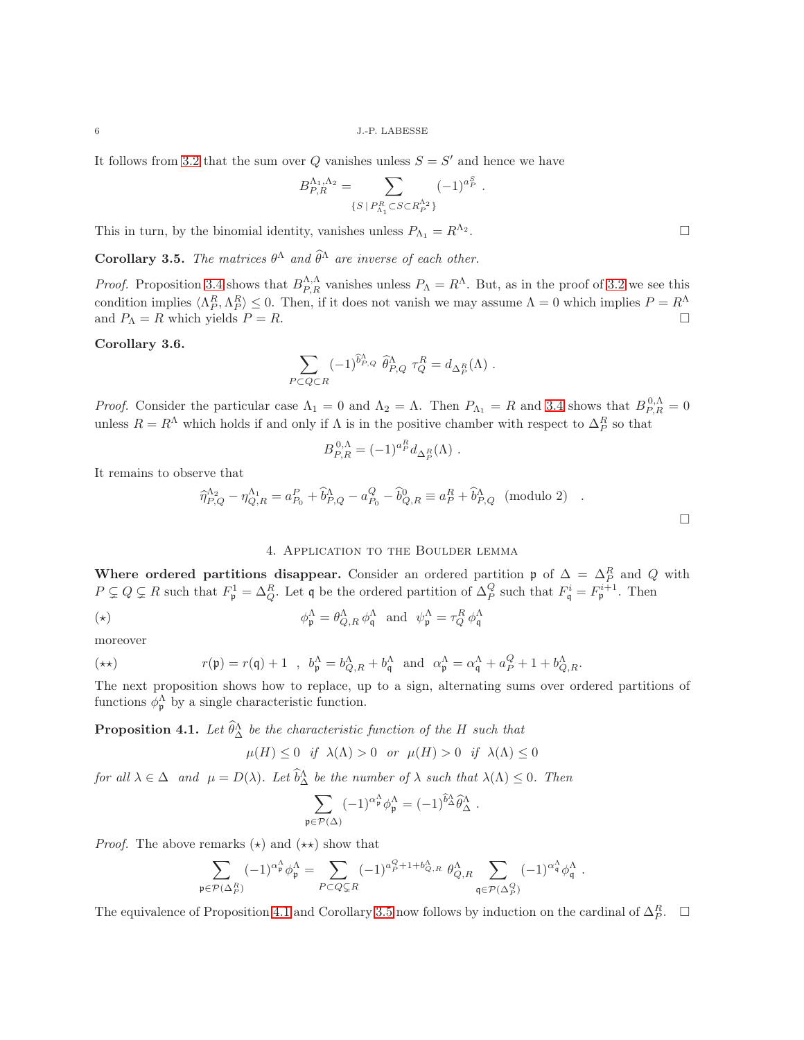It follows from 3.2 that the sum over $Q$ vanishes unless $S = S'$ and hence we have

$$B^{\Lambda_1,\Lambda_2}_{P,R} = \sum_{\{S \mid P^R_{\Lambda_1} \subset S \subset R^{\Lambda_2}_P\}} (-1)^{a^S_P} \ .$$

This in turn, by the binomial identity, vanishes unless $P_{\Lambda_1} = R^{\Lambda_2}$. □

**Corollary 3.5.** *The matrices $\theta^\Lambda$ and $\widehat{\theta}^\Lambda$ are inverse of each other.*

*Proof.* Proposition 3.4 shows that $B^{\Lambda,\Lambda}_{P,R}$ vanishes unless $P_\Lambda = R^\Lambda$. But, as in the proof of 3.2 we see this condition implies $\langle \Lambda^R_P, \Lambda^R_P \rangle \le 0$. Then, if it does not vanish we may assume $\Lambda = 0$ which implies $P = R^\Lambda$ and $P_\Lambda = R$ which yields $P = R$. □

**Corollary 3.6.**

$$\sum_{P \subset Q \subset R} (-1)^{\widehat{b}^\Lambda_{P,Q}} \ \widehat{\theta}^\Lambda_{P,Q} \ \tau^R_Q = d_{\Delta^R_P}(\Lambda) \ .$$

*Proof.* Consider the particular case $\Lambda_1 = 0$ and $\Lambda_2 = \Lambda$. Then $P_{\Lambda_1} = R$ and 3.4 shows that $B^{0,\Lambda}_{P,R} = 0$ unless $R = R^\Lambda$ which holds if and only if $\Lambda$ is in the positive chamber with respect to $\Delta^R_P$ so that

$$B^{0,\Lambda}_{P,R} = (-1)^{a^R_P} d_{\Delta^R_P}(\Lambda) \ .$$

It remains to observe that

$$\widehat{\eta}^{\Lambda_2}_{P,Q} - \eta^{\Lambda_1}_{Q,R} = a^P_{P_0} + \widehat{b}^\Lambda_{P,Q} - a^Q_{P_0} - \widehat{b}^0_{Q,R} \equiv a^R_P + \widehat{b}^\Lambda_{P,Q} \ \ (\text{modulo } 2) \quad .$$

□

## 4. Application to the Boulder lemma

**Where ordered partitions disappear.** Consider an ordered partition $\mathfrak{p}$ of $\Delta = \Delta^R_P$ and $Q$ with $P \subsetneq Q \subsetneq R$ such that $F^1_\mathfrak{p} = \Delta^R_Q$. Let $\mathfrak{q}$ be the ordered partition of $\Delta^Q_P$ such that $F^i_\mathfrak{q} = F^{i+1}_\mathfrak{p}$. Then

$$(\star) \qquad \phi^\Lambda_\mathfrak{p} = \theta^\Lambda_{Q,R} \, \phi^\Lambda_\mathfrak{q} \ \text{ and } \ \psi^\Lambda_\mathfrak{p} = \tau^R_Q \, \phi^\Lambda_\mathfrak{q}$$

moreover

$$(\star\star) \qquad r(\mathfrak{p}) = r(\mathfrak{q}) + 1 \ \ , \ \ b^\Lambda_\mathfrak{p} = b^\Lambda_{Q,R} + b^\Lambda_\mathfrak{q} \ \text{ and } \ \alpha^\Lambda_\mathfrak{p} = \alpha^\Lambda_\mathfrak{q} + a^Q_P + 1 + b^\Lambda_{Q,R}.$$

The next proposition shows how to replace, up to a sign, alternating sums over ordered partitions of functions $\phi^\Lambda_\mathfrak{p}$ by a single characteristic function.

**Proposition 4.1.** *Let $\widehat{\theta}^\Lambda_\Delta$ be the characteristic function of the $H$ such that*

$$\mu(H) \le 0 \ \text{ if } \ \lambda(\Lambda) > 0 \ \text{ or } \ \mu(H) > 0 \ \text{ if } \ \lambda(\Lambda) \le 0$$

*for all $\lambda \in \Delta$ and $\mu = D(\lambda)$. Let $\widehat{b}^\Lambda_\Delta$ be the number of $\lambda$ such that $\lambda(\Lambda) \le 0$. Then*

$$\sum_{\mathfrak{p} \in \mathcal{P}(\Delta)} (-1)^{\alpha^\Lambda_\mathfrak{p}} \phi^\Lambda_\mathfrak{p} = (-1)^{\widehat{b}^\Lambda_\Delta} \widehat{\theta}^\Lambda_\Delta \ .$$

*Proof.* The above remarks $(\star)$ and $(\star\star)$ show that

$$\sum_{\mathfrak{p} \in \mathcal{P}(\Delta^R_P)} (-1)^{\alpha^\Lambda_\mathfrak{p}} \phi^\Lambda_\mathfrak{p} = \sum_{P \subset Q \subsetneq R} (-1)^{a^Q_P + 1 + b^\Lambda_{Q,R}} \ \theta^\Lambda_{Q,R} \sum_{\mathfrak{q} \in \mathcal{P}(\Delta^Q_P)} (-1)^{\alpha^\Lambda_\mathfrak{q}} \phi^\Lambda_\mathfrak{q} \ .$$

The equivalence of Proposition 4.1 and Corollary 3.5 now follows by induction on the cardinal of $\Delta^R_P$. □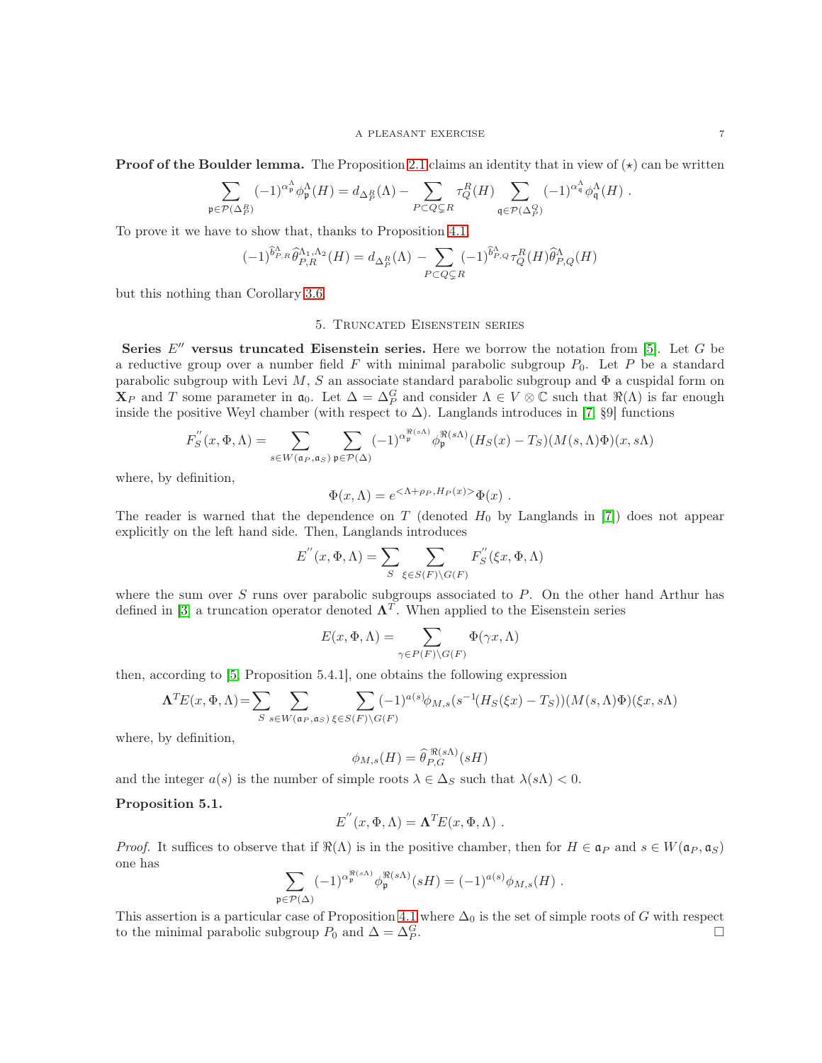**Proof of the Boulder lemma.** The Proposition 2.1 claims an identity that in view of ($\star$) can be written

$$\sum_{\mathfrak{p}\in\mathcal{P}(\Delta_P^R)} (-1)^{\alpha_{\mathfrak{p}}^\Lambda} \phi_{\mathfrak{p}}^\Lambda(H) = d_{\Delta_P^R}(\Lambda) - \sum_{P\subset Q\subsetneq R} \tau_Q^R(H) \sum_{\mathfrak{q}\in\mathcal{P}(\Delta_P^Q)} (-1)^{\alpha_{\mathfrak{q}}^\Lambda} \phi_{\mathfrak{q}}^\Lambda(H) \ .$$

To prove it we have to show that, thanks to Proposition 4.1,

$$(-1)^{\widehat{b}_{P,R}^\Lambda} \widehat{\theta}_{P,R}^{\Lambda_1,\Lambda_2}(H) = d_{\Delta_P^R}(\Lambda) - \sum_{P\subset Q\subsetneq R} (-1)^{\widehat{b}_{P,Q}^\Lambda} \tau_Q^R(H) \widehat{\theta}_{P,Q}^\Lambda(H)$$

but this nothing than Corollary 3.6.

## 5. Truncated Eisenstein series

**Series $E''$ versus truncated Eisenstein series.** Here we borrow the notation from [5]. Let $G$ be a reductive group over a number field $F$ with minimal parabolic subgroup $P_0$. Let $P$ be a standard parabolic subgroup with Levi $M$, $S$ an associate standard parabolic subgroup and $\Phi$ a cuspidal form on $\mathbf{X}_P$ and $T$ some parameter in $\mathfrak{a}_0$. Let $\Delta = \Delta_P^G$ and consider $\Lambda \in V \otimes \mathbb{C}$ such that $\Re(\Lambda)$ is far enough inside the positive Weyl chamber (with respect to $\Delta$). Langlands introduces in [7] §9] functions

$$F_S^{''}(x,\Phi,\Lambda) = \sum_{s\in W(\mathfrak{a}_P,\mathfrak{a}_S)} \sum_{\mathfrak{p}\in\mathcal{P}(\Delta)} (-1)^{\alpha_{\mathfrak{p}}^{\Re(s\Lambda)}} \phi_{\mathfrak{p}}^{\Re(s\Lambda)}(H_S(x) - T_S)(M(s,\Lambda)\Phi)(x, s\Lambda)$$

where, by definition,

$$\Phi(x,\Lambda) = e^{<\Lambda+\rho_P, H_P(x)>}\Phi(x) \ .$$

The reader is warned that the dependence on $T$ (denoted $H_0$ by Langlands in [7]) does not appear explicitly on the left hand side. Then, Langlands introduces

$$E^{''}(x,\Phi,\Lambda) = \sum_S \sum_{\xi\in S(F)\backslash G(F)} F_S^{''}(\xi x, \Phi, \Lambda)$$

where the sum over $S$ runs over parabolic subgroups associated to $P$. On the other hand Arthur has defined in [3] a truncation operator denoted $\mathbf{\Lambda}^T$. When applied to the Eisenstein series

$$E(x,\Phi,\Lambda) = \sum_{\gamma\in P(F)\backslash G(F)} \Phi(\gamma x, \Lambda)$$

then, according to [5, Proposition 5.4.1], one obtains the following expression

$$\mathbf{\Lambda}^T E(x,\Phi,\Lambda) = \sum_S \sum_{s\in W(\mathfrak{a}_P,\mathfrak{a}_S)} \sum_{\xi\in S(F)\backslash G(F)} (-1)^{a(s)} \phi_{M,s}(s^{-1}(H_S(\xi x) - T_S))(M(s,\Lambda)\Phi)(\xi x, s\Lambda)$$

where, by definition,

$$\phi_{M,s}(H) = \widehat{\theta}_{P,G}^{\Re(s\Lambda)}(sH)$$

and the integer $a(s)$ is the number of simple roots $\lambda \in \Delta_S$ such that $\lambda(s\Lambda) < 0$.

**Proposition 5.1.**

$$E^{''}(x,\Phi,\Lambda) = \mathbf{\Lambda}^T E(x,\Phi,\Lambda) \ .$$

*Proof.* It suffices to observe that if $\Re(\Lambda)$ is in the positive chamber, then for $H \in \mathfrak{a}_P$ and $s \in W(\mathfrak{a}_P,\mathfrak{a}_S)$ one has

$$\sum_{\mathfrak{p}\in\mathcal{P}(\Delta)} (-1)^{\alpha_{\mathfrak{p}}^{\Re(s\Lambda)}} \phi_{\mathfrak{p}}^{\Re(s\Lambda)}(sH) = (-1)^{a(s)} \phi_{M,s}(H) \ .$$

This assertion is a particular case of Proposition 4.1 where $\Delta_0$ is the set of simple roots of $G$ with respect to the minimal parabolic subgroup $P_0$ and $\Delta = \Delta_P^G$. $\square$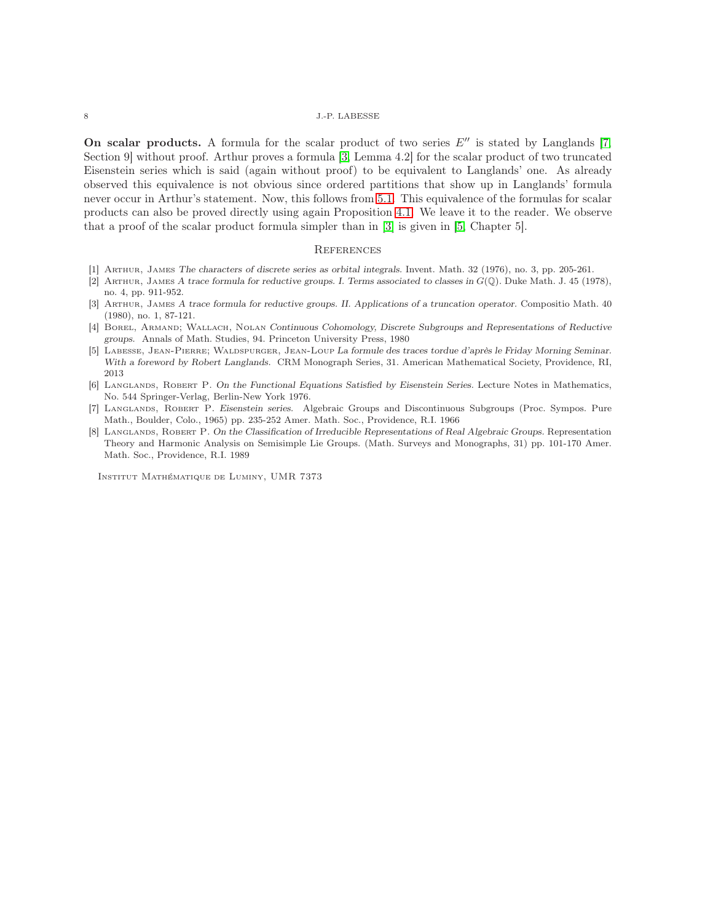**On scalar products.** A formula for the scalar product of two series $E''$ is stated by Langlands [7, Section 9] without proof. Arthur proves a formula [3, Lemma 4.2] for the scalar product of two truncated Eisenstein series which is said (again without proof) to be equivalent to Langlands' one. As already observed this equivalence is not obvious since ordered partitions that show up in Langlands' formula never occur in Arthur's statement. Now, this follows from 5.1. This equivalence of the formulas for scalar products can also be proved directly using again Proposition 4.1. We leave it to the reader. We observe that a proof of the scalar product formula simpler than in [3] is given in [5, Chapter 5].

## References

[1] Arthur, James *The characters of discrete series as orbital integrals.* Invent. Math. 32 (1976), no. 3, pp. 205-261.

[2] Arthur, James *A trace formula for reductive groups. I. Terms associated to classes in* $G(\mathbb{Q})$. Duke Math. J. 45 (1978), no. 4, pp. 911-952.

[3] Arthur, James *A trace formula for reductive groups. II. Applications of a truncation operator.* Compositio Math. 40 (1980), no. 1, 87-121.

[4] Borel, Armand; Wallach, Nolan *Continuous Cohomology, Discrete Subgroups and Representations of Reductive groups.* Annals of Math. Studies, 94. Princeton University Press, 1980

[5] Labesse, Jean-Pierre; Waldspurger, Jean-Loup *La formule des traces tordue d'après le Friday Morning Seminar. With a foreword by Robert Langlands.* CRM Monograph Series, 31. American Mathematical Society, Providence, RI, 2013

[6] Langlands, Robert P. *On the Functional Equations Satisfied by Eisenstein Series.* Lecture Notes in Mathematics, No. 544 Springer-Verlag, Berlin-New York 1976.

[7] Langlands, Robert P. *Eisenstein series.* Algebraic Groups and Discontinuous Subgroups (Proc. Sympos. Pure Math., Boulder, Colo., 1965) pp. 235-252 Amer. Math. Soc., Providence, R.I. 1966

[8] Langlands, Robert P. *On the Classification of Irreducible Representations of Real Algebraic Groups.* Representation Theory and Harmonic Analysis on Semisimple Lie Groups. (Math. Surveys and Monographs, 31) pp. 101-170 Amer. Math. Soc., Providence, R.I. 1989

Institut Mathématique de Luminy, UMR 7373